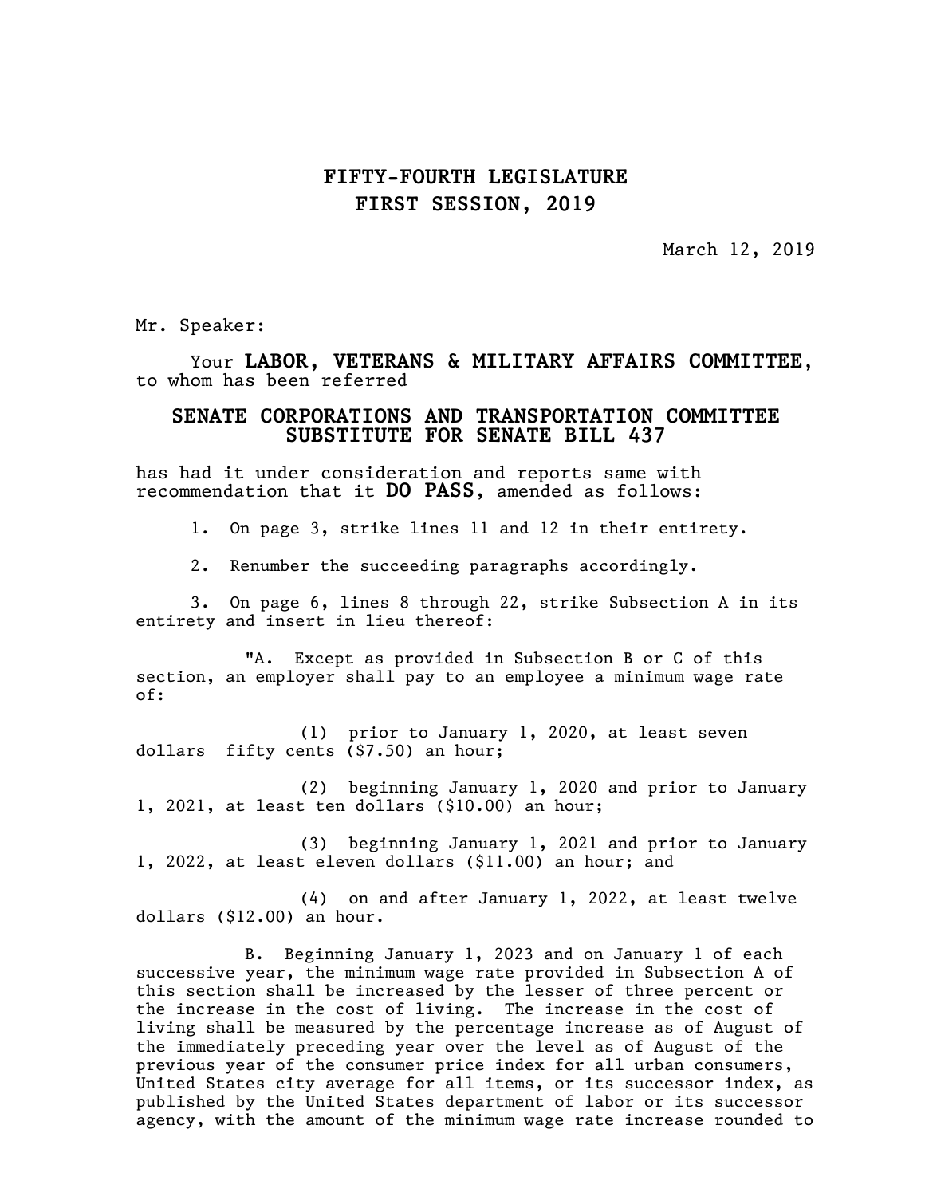# FIFTY-FOURTH LEGISLATURE
# FIRST SESSION, 2019

March 12, 2019

Mr. Speaker:

Your **LABOR, VETERANS & MILITARY AFFAIRS COMMITTEE**, to whom has been referred

## SENATE CORPORATIONS AND TRANSPORTATION COMMITTEE SUBSTITUTE FOR SENATE BILL 437

has had it under consideration and reports same with recommendation that it **DO PASS**, amended as follows:

1. On page 3, strike lines 11 and 12 in their entirety.

2. Renumber the succeeding paragraphs accordingly.

3. On page 6, lines 8 through 22, strike Subsection A in its entirety and insert in lieu thereof:

"A. Except as provided in Subsection B or C of this section, an employer shall pay to an employee a minimum wage rate of:

(1) prior to January 1, 2020, at least seven dollars fifty cents ($7.50) an hour;

(2) beginning January 1, 2020 and prior to January 1, 2021, at least ten dollars ($10.00) an hour;

(3) beginning January 1, 2021 and prior to January 1, 2022, at least eleven dollars ($11.00) an hour; and

(4) on and after January 1, 2022, at least twelve dollars ($12.00) an hour.

B. Beginning January 1, 2023 and on January 1 of each successive year, the minimum wage rate provided in Subsection A of this section shall be increased by the lesser of three percent or the increase in the cost of living. The increase in the cost of living shall be measured by the percentage increase as of August of the immediately preceding year over the level as of August of the previous year of the consumer price index for all urban consumers, United States city average for all items, or its successor index, as published by the United States department of labor or its successor agency, with the amount of the minimum wage rate increase rounded to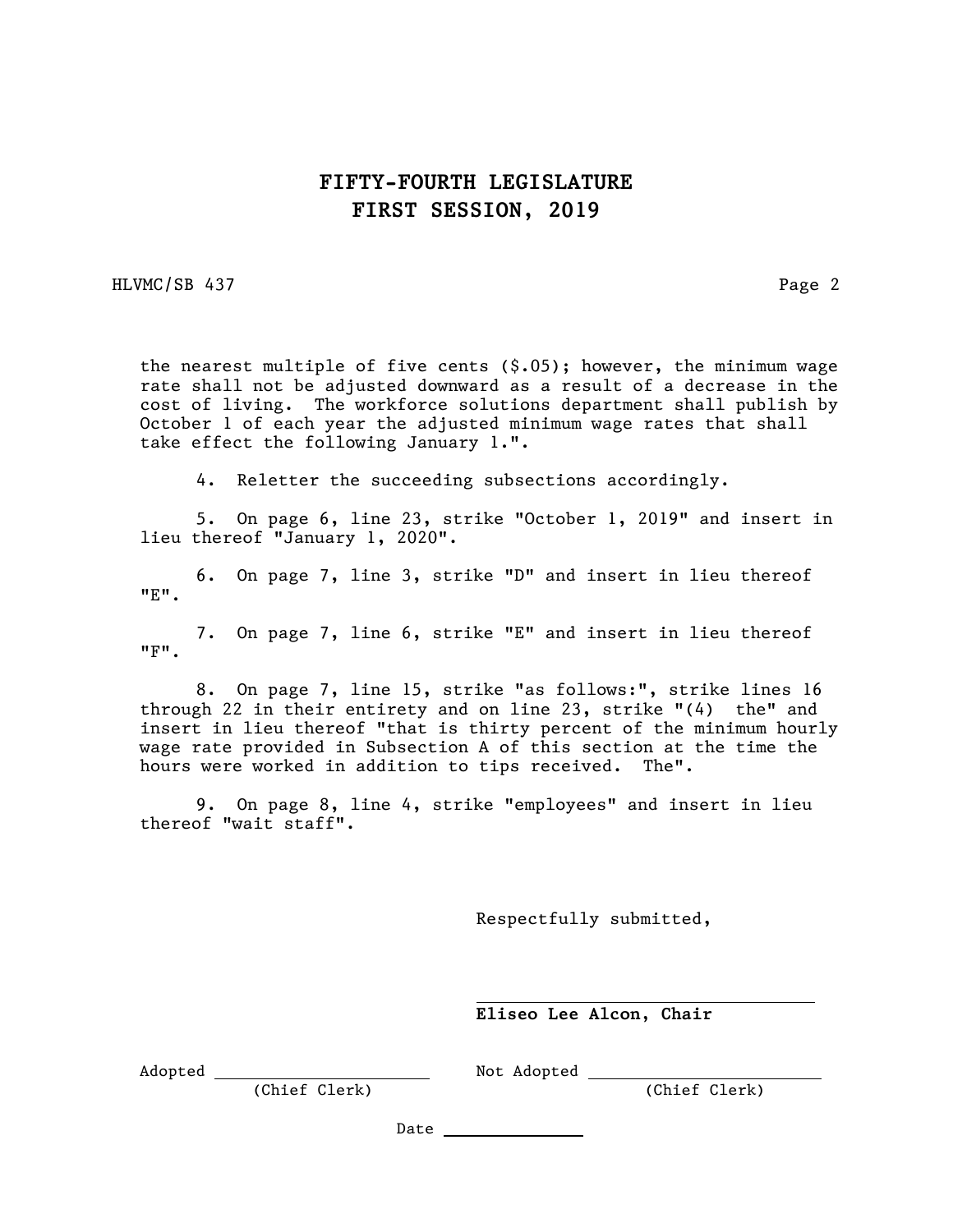# FIFTY-FOURTH LEGISLATURE
# FIRST SESSION, 2019

HLVMC/SB 437

the nearest multiple of five cents ($.05); however, the minimum wage rate shall not be adjusted downward as a result of a decrease in the cost of living. The workforce solutions department shall publish by October 1 of each year the adjusted minimum wage rates that shall take effect the following January 1.".

4. Reletter the succeeding subsections accordingly.

5. On page 6, line 23, strike "October 1, 2019" and insert in lieu thereof "January 1, 2020".

6. On page 7, line 3, strike "D" and insert in lieu thereof "E".

7. On page 7, line 6, strike "E" and insert in lieu thereof "F".

8. On page 7, line 15, strike "as follows:", strike lines 16 through 22 in their entirety and on line 23, strike "(4) the" and insert in lieu thereof "that is thirty percent of the minimum hourly wage rate provided in Subsection A of this section at the time the hours were worked in addition to tips received. The".

9. On page 8, line 4, strike "employees" and insert in lieu thereof "wait staff".

Respectfully submitted,

______________________________

**Eliseo Lee Alcon, Chair**

Adopted ______________________ (Chief Clerk)

Not Adopted ______________________ (Chief Clerk)

Date ______________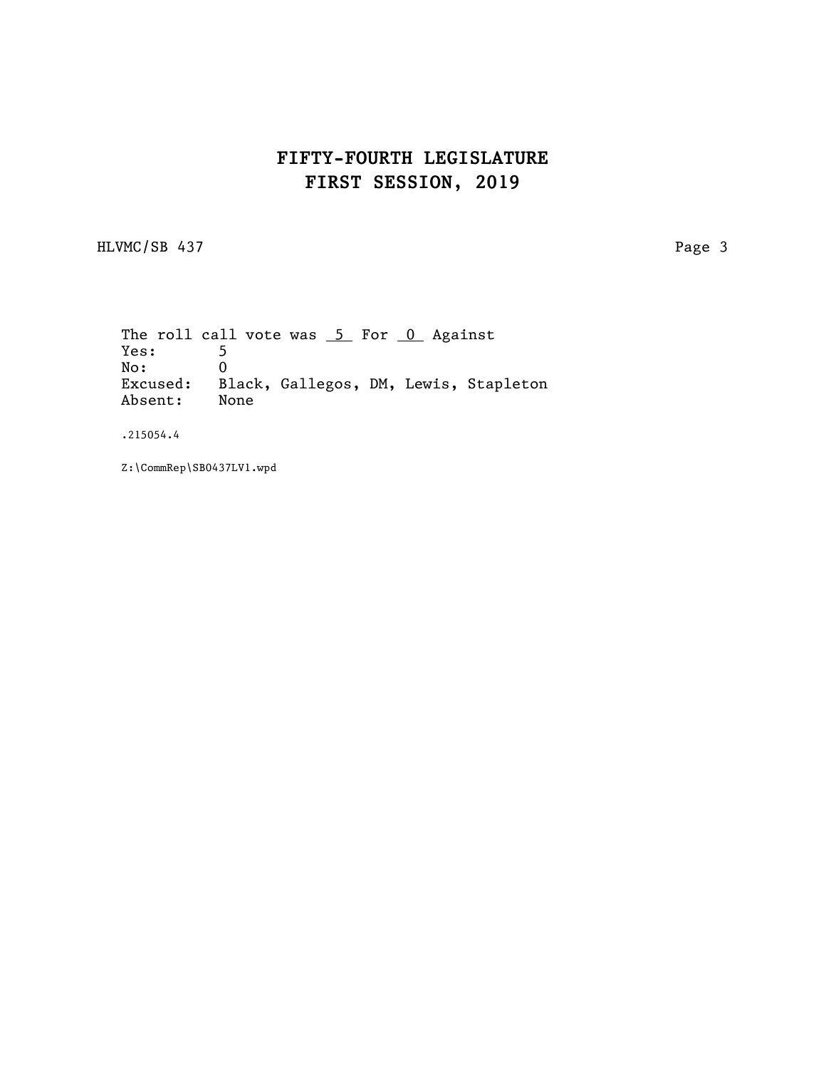# FIFTY-FOURTH LEGISLATURE
# FIRST SESSION, 2019

HLVMC/SB 437

The roll call vote was 5 For 0 Against

| | |
|---|---|
| Yes: | 5 |
| No: | 0 |
| Excused: | Black, Gallegos, DM, Lewis, Stapleton |
| Absent: | None |

.215054.4

Z:\CommRep\SB0437LV1.wpd